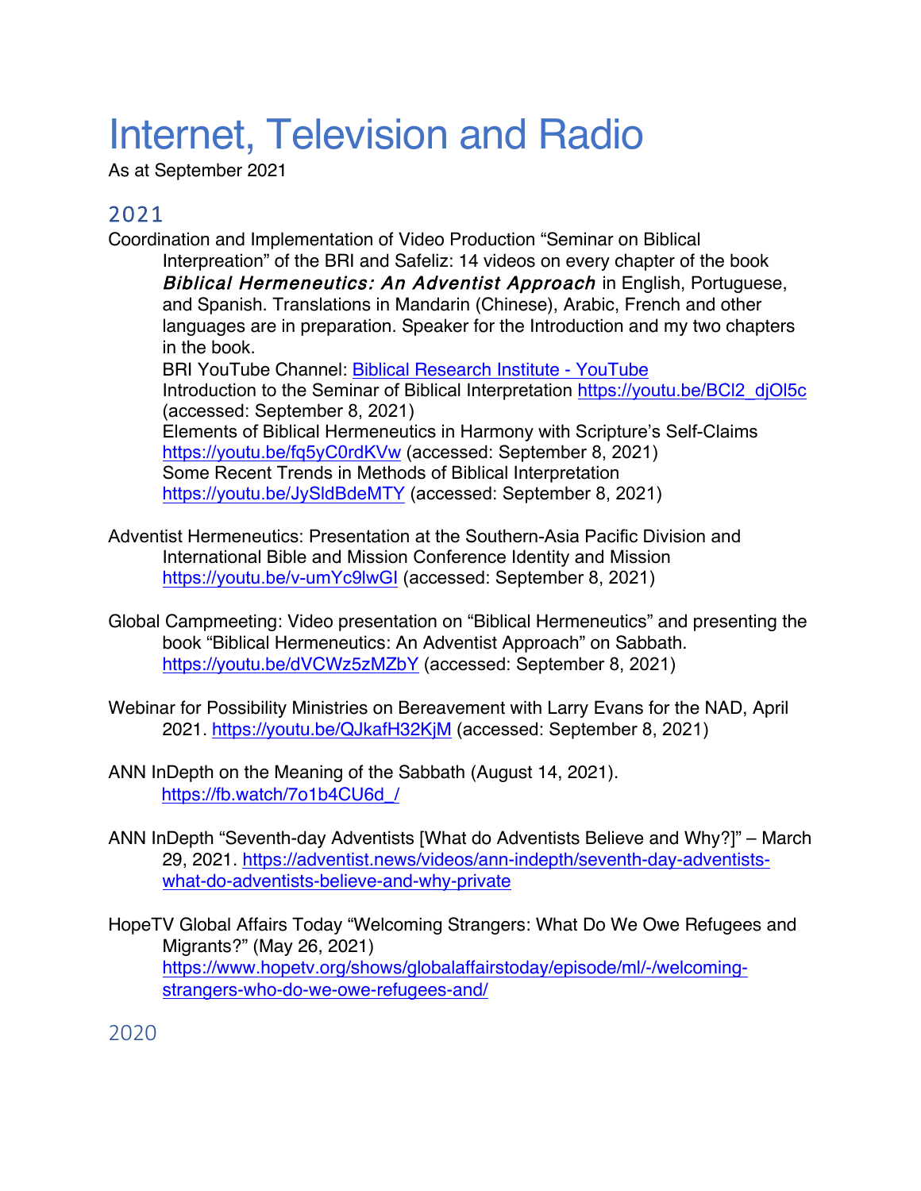# Internet, Television and Radio

As at September 2021

## 2021

Coordination and Implementation of Video Production "Seminar on Biblical Interpreation" of the BRI and Safeliz: 14 videos on every chapter of the book ***Biblical Hermeneutics: An Adventist Approach*** in English, Portuguese, and Spanish. Translations in Mandarin (Chinese), Arabic, French and other languages are in preparation. Speaker for the Introduction and my two chapters in the book.
BRI YouTube Channel: Biblical Research Institute - YouTube
Introduction to the Seminar of Biblical Interpretation https://youtu.be/BCl2_djOl5c (accessed: September 8, 2021)
Elements of Biblical Hermeneutics in Harmony with Scripture's Self-Claims https://youtu.be/fq5yC0rdKVw (accessed: September 8, 2021)
Some Recent Trends in Methods of Biblical Interpretation https://youtu.be/JySldBdeMTY (accessed: September 8, 2021)

Adventist Hermeneutics: Presentation at the Southern-Asia Pacific Division and International Bible and Mission Conference Identity and Mission https://youtu.be/v-umYc9lwGI (accessed: September 8, 2021)

Global Campmeeting: Video presentation on "Biblical Hermeneutics" and presenting the book "Biblical Hermeneutics: An Adventist Approach" on Sabbath. https://youtu.be/dVCWz5zMZbY (accessed: September 8, 2021)

Webinar for Possibility Ministries on Bereavement with Larry Evans for the NAD, April 2021. https://youtu.be/QJkafH32KjM (accessed: September 8, 2021)

ANN InDepth on the Meaning of the Sabbath (August 14, 2021). https://fb.watch/7o1b4CU6d_/

ANN InDepth "Seventh-day Adventists [What do Adventists Believe and Why?]" – March 29, 2021. https://adventist.news/videos/ann-indepth/seventh-day-adventists-what-do-adventists-believe-and-why-private

HopeTV Global Affairs Today "Welcoming Strangers: What Do We Owe Refugees and Migrants?" (May 26, 2021) https://www.hopetv.org/shows/globalaffairstoday/episode/ml/-/welcoming-strangers-who-do-we-owe-refugees-and/

## 2020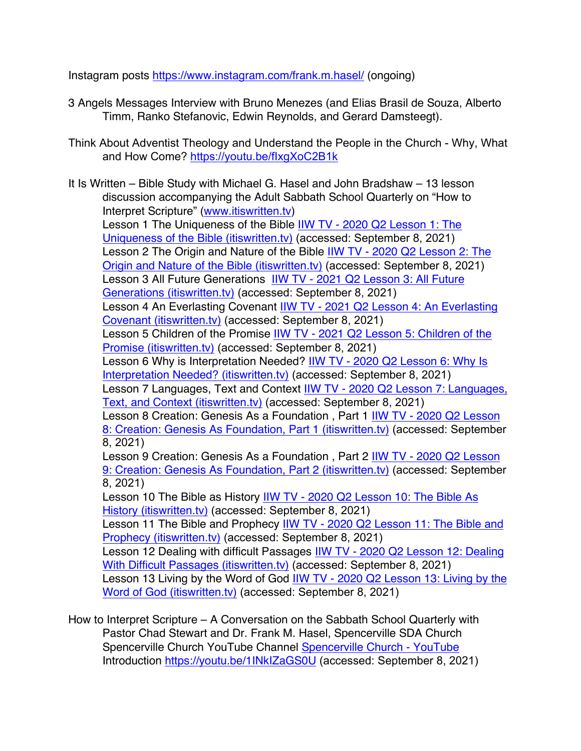Instagram posts https://www.instagram.com/frank.m.hasel/ (ongoing)

3 Angels Messages Interview with Bruno Menezes (and Elias Brasil de Souza, Alberto Timm, Ranko Stefanovic, Edwin Reynolds, and Gerard Damsteegt).

Think About Adventist Theology and Understand the People in the Church - Why, What and How Come? https://youtu.be/fIxgXoC2B1k

It Is Written – Bible Study with Michael G. Hasel and John Bradshaw – 13 lesson discussion accompanying the Adult Sabbath School Quarterly on "How to Interpret Scripture" (www.itiswritten.tv)
Lesson 1 The Uniqueness of the Bible IIW TV - 2020 Q2 Lesson 1: The Uniqueness of the Bible (itiswritten.tv) (accessed: September 8, 2021)
Lesson 2 The Origin and Nature of the Bible IIW TV - 2020 Q2 Lesson 2: The Origin and Nature of the Bible (itiswritten.tv) (accessed: September 8, 2021)
Lesson 3 All Future Generations IIW TV - 2021 Q2 Lesson 3: All Future Generations (itiswritten.tv) (accessed: September 8, 2021)
Lesson 4 An Everlasting Covenant IIW TV - 2021 Q2 Lesson 4: An Everlasting Covenant (itiswritten.tv) (accessed: September 8, 2021)
Lesson 5 Children of the Promise IIW TV - 2021 Q2 Lesson 5: Children of the Promise (itiswritten.tv) (accessed: September 8, 2021)
Lesson 6 Why is Interpretation Needed? IIW TV - 2020 Q2 Lesson 6: Why Is Interpretation Needed? (itiswritten.tv) (accessed: September 8, 2021)
Lesson 7 Languages, Text and Context IIW TV - 2020 Q2 Lesson 7: Languages, Text, and Context (itiswritten.tv) (accessed: September 8, 2021)
Lesson 8 Creation: Genesis As a Foundation , Part 1 IIW TV - 2020 Q2 Lesson 8: Creation: Genesis As Foundation, Part 1 (itiswritten.tv) (accessed: September 8, 2021)
Lesson 9 Creation: Genesis As a Foundation , Part 2 IIW TV - 2020 Q2 Lesson 9: Creation: Genesis As Foundation, Part 2 (itiswritten.tv) (accessed: September 8, 2021)
Lesson 10 The Bible as History IIW TV - 2020 Q2 Lesson 10: The Bible As History (itiswritten.tv) (accessed: September 8, 2021)
Lesson 11 The Bible and Prophecy IIW TV - 2020 Q2 Lesson 11: The Bible and Prophecy (itiswritten.tv) (accessed: September 8, 2021)
Lesson 12 Dealing with difficult Passages IIW TV - 2020 Q2 Lesson 12: Dealing With Difficult Passages (itiswritten.tv) (accessed: September 8, 2021)
Lesson 13 Living by the Word of God IIW TV - 2020 Q2 Lesson 13: Living by the Word of God (itiswritten.tv) (accessed: September 8, 2021)

How to Interpret Scripture – A Conversation on the Sabbath School Quarterly with Pastor Chad Stewart and Dr. Frank M. Hasel, Spencerville SDA Church Spencerville Church YouTube Channel Spencerville Church - YouTube
Introduction https://youtu.be/1INkIZaGS0U (accessed: September 8, 2021)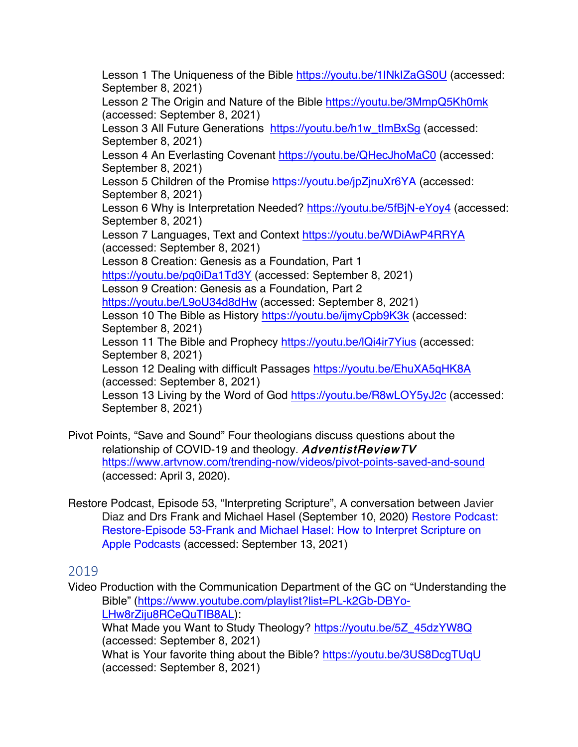Lesson 1 The Uniqueness of the Bible https://youtu.be/1INkIZaGS0U (accessed: September 8, 2021)
Lesson 2 The Origin and Nature of the Bible https://youtu.be/3MmpQ5Kh0mk (accessed: September 8, 2021)
Lesson 3 All Future Generations https://youtu.be/h1w_tImBxSg (accessed: September 8, 2021)
Lesson 4 An Everlasting Covenant https://youtu.be/QHecJhoMaC0 (accessed: September 8, 2021)
Lesson 5 Children of the Promise https://youtu.be/jpZjnuXr6YA (accessed: September 8, 2021)
Lesson 6 Why is Interpretation Needed? https://youtu.be/5fBjN-eYoy4 (accessed: September 8, 2021)
Lesson 7 Languages, Text and Context https://youtu.be/WDiAwP4RRYA (accessed: September 8, 2021)
Lesson 8 Creation: Genesis as a Foundation, Part 1 https://youtu.be/pq0iDa1Td3Y (accessed: September 8, 2021)
Lesson 9 Creation: Genesis as a Foundation, Part 2 https://youtu.be/L9oU34d8dHw (accessed: September 8, 2021)
Lesson 10 The Bible as History https://youtu.be/ijmyCpb9K3k (accessed: September 8, 2021)
Lesson 11 The Bible and Prophecy https://youtu.be/lQi4ir7Yius (accessed: September 8, 2021)
Lesson 12 Dealing with difficult Passages https://youtu.be/EhuXA5qHK8A (accessed: September 8, 2021)
Lesson 13 Living by the Word of God https://youtu.be/R8wLOY5yJ2c (accessed: September 8, 2021)

Pivot Points, "Save and Sound" Four theologians discuss questions about the relationship of COVID-19 and theology. *AdventistReviewTV* https://www.artvnow.com/trending-now/videos/pivot-points-saved-and-sound (accessed: April 3, 2020).

Restore Podcast, Episode 53, "Interpreting Scripture", A conversation between Javier Diaz and Drs Frank and Michael Hasel (September 10, 2020) Restore Podcast: Restore-Episode 53-Frank and Michael Hasel: How to Interpret Scripture on Apple Podcasts (accessed: September 13, 2021)

## 2019

Video Production with the Communication Department of the GC on "Understanding the Bible" (https://www.youtube.com/playlist?list=PL-k2Gb-DBYo-LHw8rZiju8RCeQuTIB8AL):
What Made you Want to Study Theology? https://youtu.be/5Z_45dzYW8Q (accessed: September 8, 2021)
What is Your favorite thing about the Bible? https://youtu.be/3US8DcgTUqU (accessed: September 8, 2021)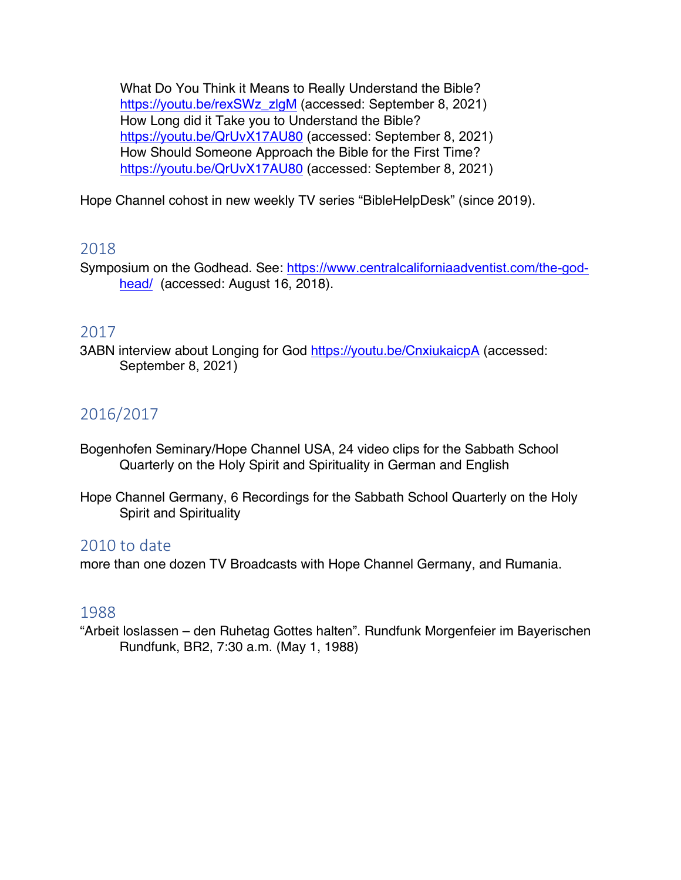What Do You Think it Means to Really Understand the Bible? https://youtu.be/rexSWz_zlgM (accessed: September 8, 2021)
How Long did it Take you to Understand the Bible? https://youtu.be/QrUvX17AU80 (accessed: September 8, 2021)
How Should Someone Approach the Bible for the First Time? https://youtu.be/QrUvX17AU80 (accessed: September 8, 2021)

Hope Channel cohost in new weekly TV series "BibleHelpDesk" (since 2019).

## 2018

Symposium on the Godhead. See: https://www.centralcaliforniaadventist.com/the-god-head/ (accessed: August 16, 2018).

## 2017

3ABN interview about Longing for God https://youtu.be/CnxiukaicpA (accessed: September 8, 2021)

## 2016/2017

Bogenhofen Seminary/Hope Channel USA, 24 video clips for the Sabbath School Quarterly on the Holy Spirit and Spirituality in German and English

Hope Channel Germany, 6 Recordings for the Sabbath School Quarterly on the Holy Spirit and Spirituality

## 2010 to date

more than one dozen TV Broadcasts with Hope Channel Germany, and Rumania.

## 1988

"Arbeit loslassen – den Ruhetag Gottes halten". Rundfunk Morgenfeier im Bayerischen Rundfunk, BR2, 7:30 a.m. (May 1, 1988)